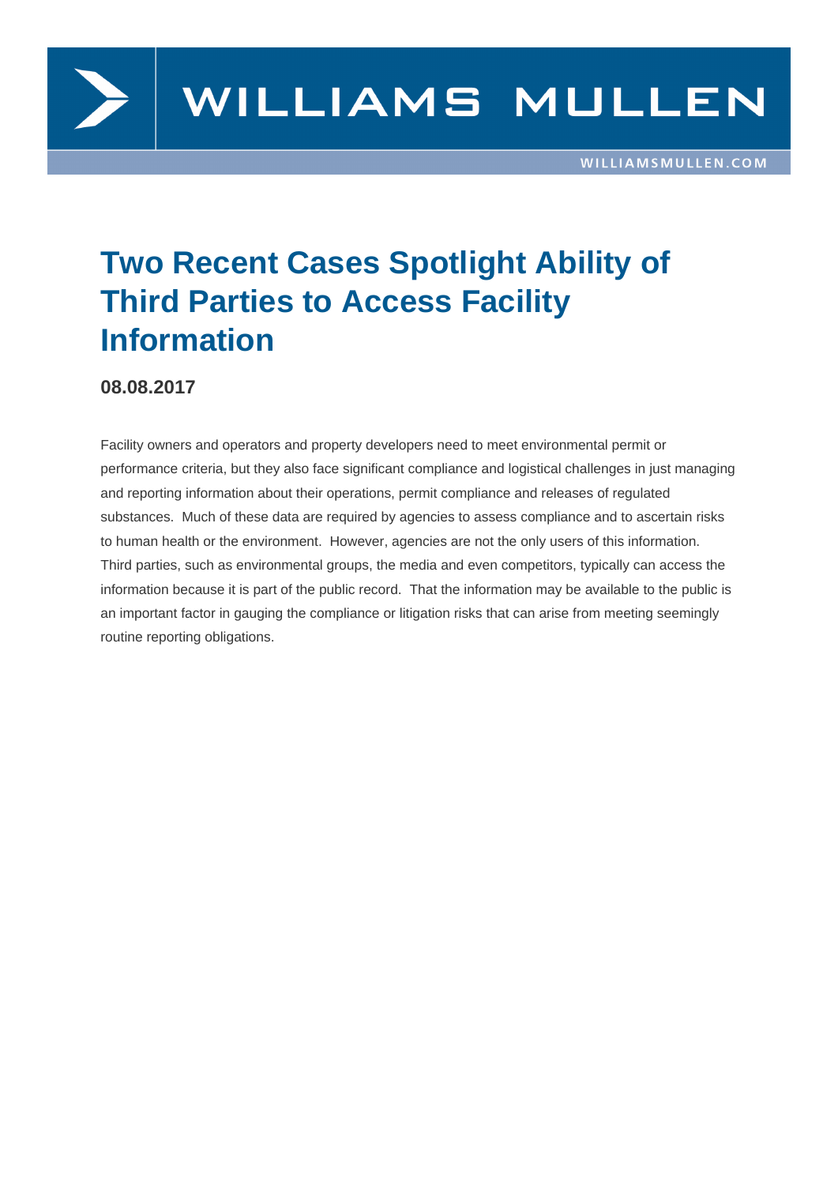# Two Recent Cases Spotlight Ability of Third Parties to Access Facility Information

**08.08.2017**

Facility owners and operators and property developers need to meet environmental permit or performance criteria, but they also face significant compliance and logistical challenges in just managing and reporting information about their operations, permit compliance and releases of regulated substances.  Much of these data are required by agencies to assess compliance and to ascertain risks to human health or the environment.  However, agencies are not the only users of this information. Third parties, such as environmental groups, the media and even competitors, typically can access the information because it is part of the public record.  That the information may be available to the public is an important factor in gauging the compliance or litigation risks that can arise from meeting seemingly routine reporting obligations.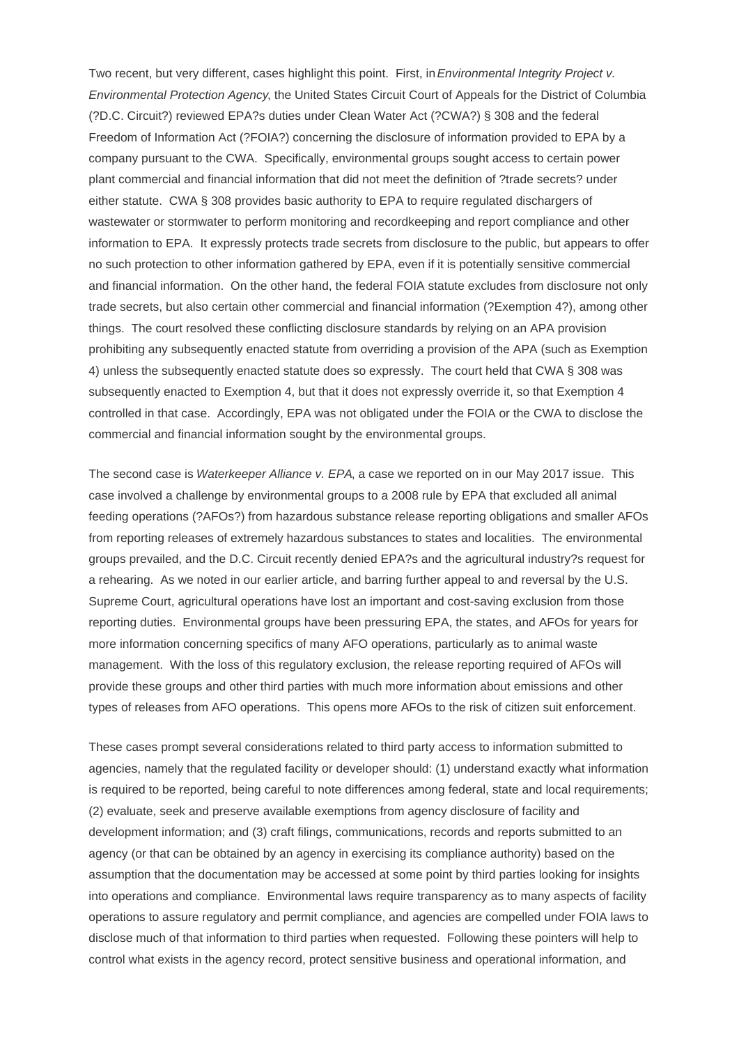Two recent, but very different, cases highlight this point. First, in *Environmental Integrity Project v. Environmental Protection Agency*, the United States Circuit Court of Appeals for the District of Columbia (?D.C. Circuit?) reviewed EPA?s duties under Clean Water Act (?CWA?) § 308 and the federal Freedom of Information Act (?FOIA?) concerning the disclosure of information provided to EPA by a company pursuant to the CWA. Specifically, environmental groups sought access to certain power plant commercial and financial information that did not meet the definition of ?trade secrets? under either statute. CWA § 308 provides basic authority to EPA to require regulated dischargers of wastewater or stormwater to perform monitoring and recordkeeping and report compliance and other information to EPA. It expressly protects trade secrets from disclosure to the public, but appears to offer no such protection to other information gathered by EPA, even if it is potentially sensitive commercial and financial information. On the other hand, the federal FOIA statute excludes from disclosure not only trade secrets, but also certain other commercial and financial information (?Exemption 4?), among other things. The court resolved these conflicting disclosure standards by relying on an APA provision prohibiting any subsequently enacted statute from overriding a provision of the APA (such as Exemption 4) unless the subsequently enacted statute does so expressly. The court held that CWA § 308 was subsequently enacted to Exemption 4, but that it does not expressly override it, so that Exemption 4 controlled in that case. Accordingly, EPA was not obligated under the FOIA or the CWA to disclose the commercial and financial information sought by the environmental groups.

The second case is *Waterkeeper Alliance v. EPA*, a case we reported on in our May 2017 issue. This case involved a challenge by environmental groups to a 2008 rule by EPA that excluded all animal feeding operations (?AFOs?) from hazardous substance release reporting obligations and smaller AFOs from reporting releases of extremely hazardous substances to states and localities. The environmental groups prevailed, and the D.C. Circuit recently denied EPA?s and the agricultural industry?s request for a rehearing. As we noted in our earlier article, and barring further appeal to and reversal by the U.S. Supreme Court, agricultural operations have lost an important and cost-saving exclusion from those reporting duties. Environmental groups have been pressuring EPA, the states, and AFOs for years for more information concerning specifics of many AFO operations, particularly as to animal waste management. With the loss of this regulatory exclusion, the release reporting required of AFOs will provide these groups and other third parties with much more information about emissions and other types of releases from AFO operations. This opens more AFOs to the risk of citizen suit enforcement.

These cases prompt several considerations related to third party access to information submitted to agencies, namely that the regulated facility or developer should: (1) understand exactly what information is required to be reported, being careful to note differences among federal, state and local requirements; (2) evaluate, seek and preserve available exemptions from agency disclosure of facility and development information; and (3) craft filings, communications, records and reports submitted to an agency (or that can be obtained by an agency in exercising its compliance authority) based on the assumption that the documentation may be accessed at some point by third parties looking for insights into operations and compliance. Environmental laws require transparency as to many aspects of facility operations to assure regulatory and permit compliance, and agencies are compelled under FOIA laws to disclose much of that information to third parties when requested. Following these pointers will help to control what exists in the agency record, protect sensitive business and operational information, and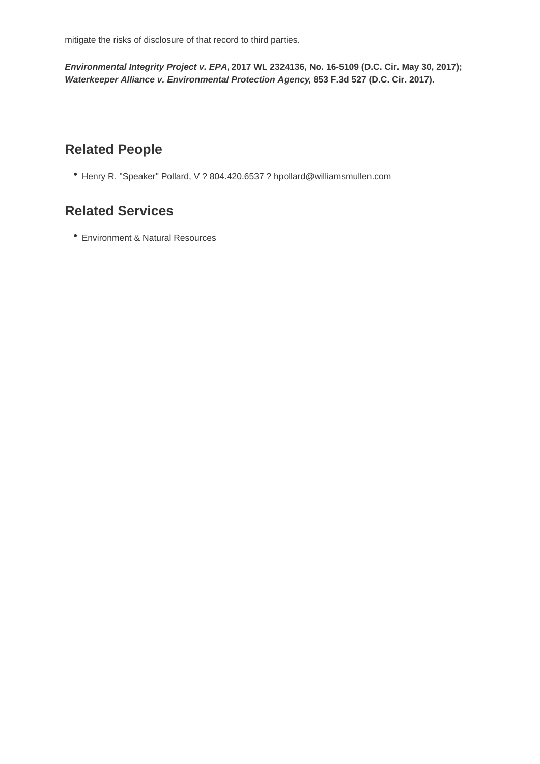mitigate the risks of disclosure of that record to third parties.

***Environmental Integrity Project v. EPA,* 2017 WL 2324136, No. 16-5109 (D.C. Cir. May 30, 2017); *Waterkeeper Alliance v. Environmental Protection Agency*, 853 F.3d 527 (D.C. Cir. 2017).**

## Related People

- Henry R. "Speaker" Pollard, V ? 804.420.6537 ? hpollard@williamsmullen.com

## Related Services

- Environment & Natural Resources